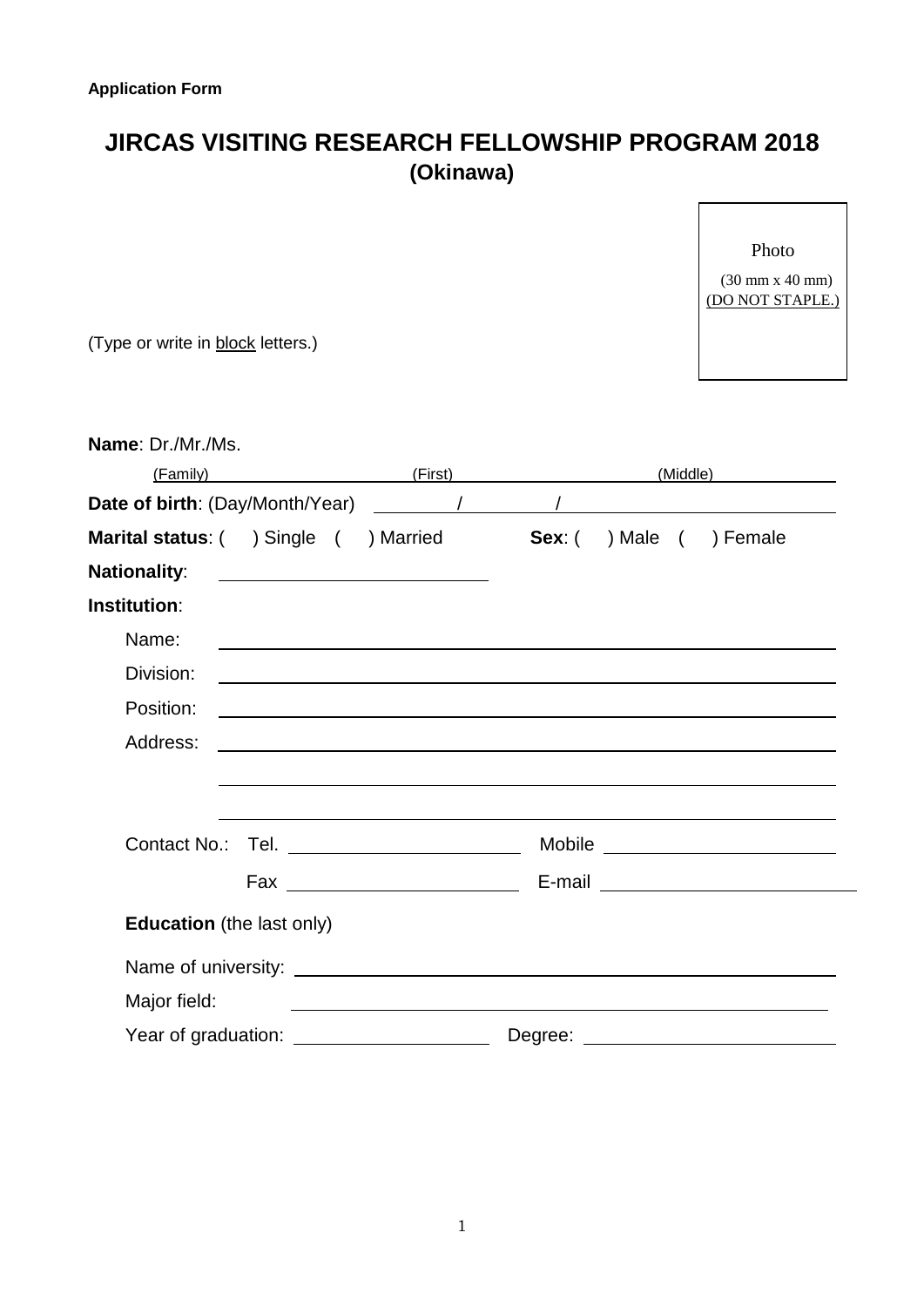**Application Form**

# JIRCAS VISITING RESEARCH FELLOWSHIP PROGRAM 2018
## (Okinawa)

Photo
(30 mm x 40 mm)
(DO NOT STAPLE.)

(Type or write in block letters.)

**Name**: Dr./Mr./Ms.

(Family) ____________ (First) ____________ (Middle) ____________

**Date of birth**: (Day/Month/Year) ______ / ______ / ______

**Marital status**: (   ) Single   (   ) Married   **Sex**: (   ) Male   (   ) Female

**Nationality**: ____________________

**Institution**:

Name: ____________________

Division: ____________________

Position: ____________________

Address: ____________________

____________________

____________________

Contact No.: Tel. ____________________ Mobile ____________________

Fax ____________________ E-mail ____________________

**Education** (the last only)

Name of university: ____________________

Major field: ____________________

Year of graduation: ____________________ Degree: ____________________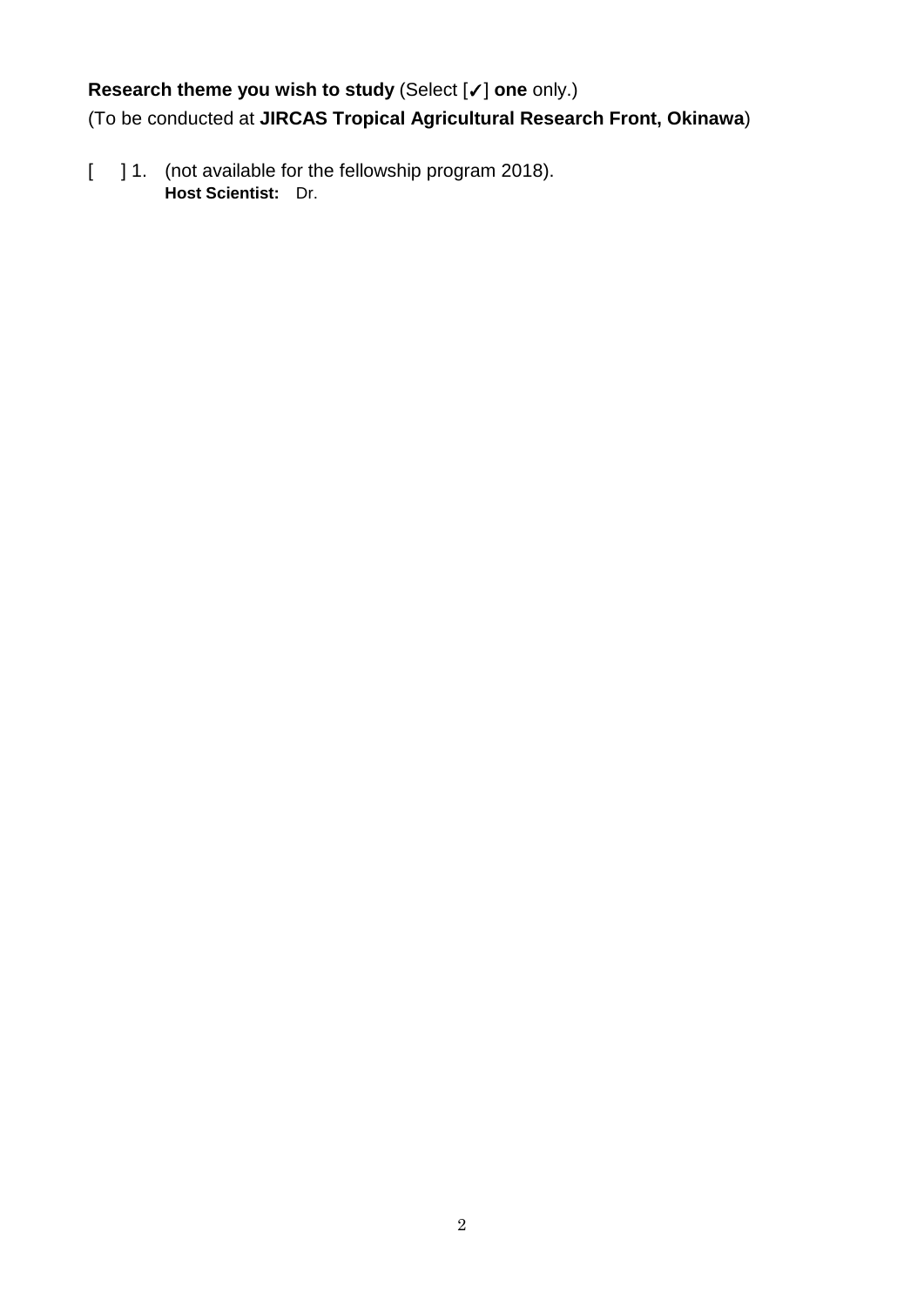**Research theme you wish to study** (Select [✓] **one** only.)
(To be conducted at **JIRCAS Tropical Agricultural Research Front, Okinawa**)

[ ] 1. (not available for the fellowship program 2018).
**Host Scientist:** Dr.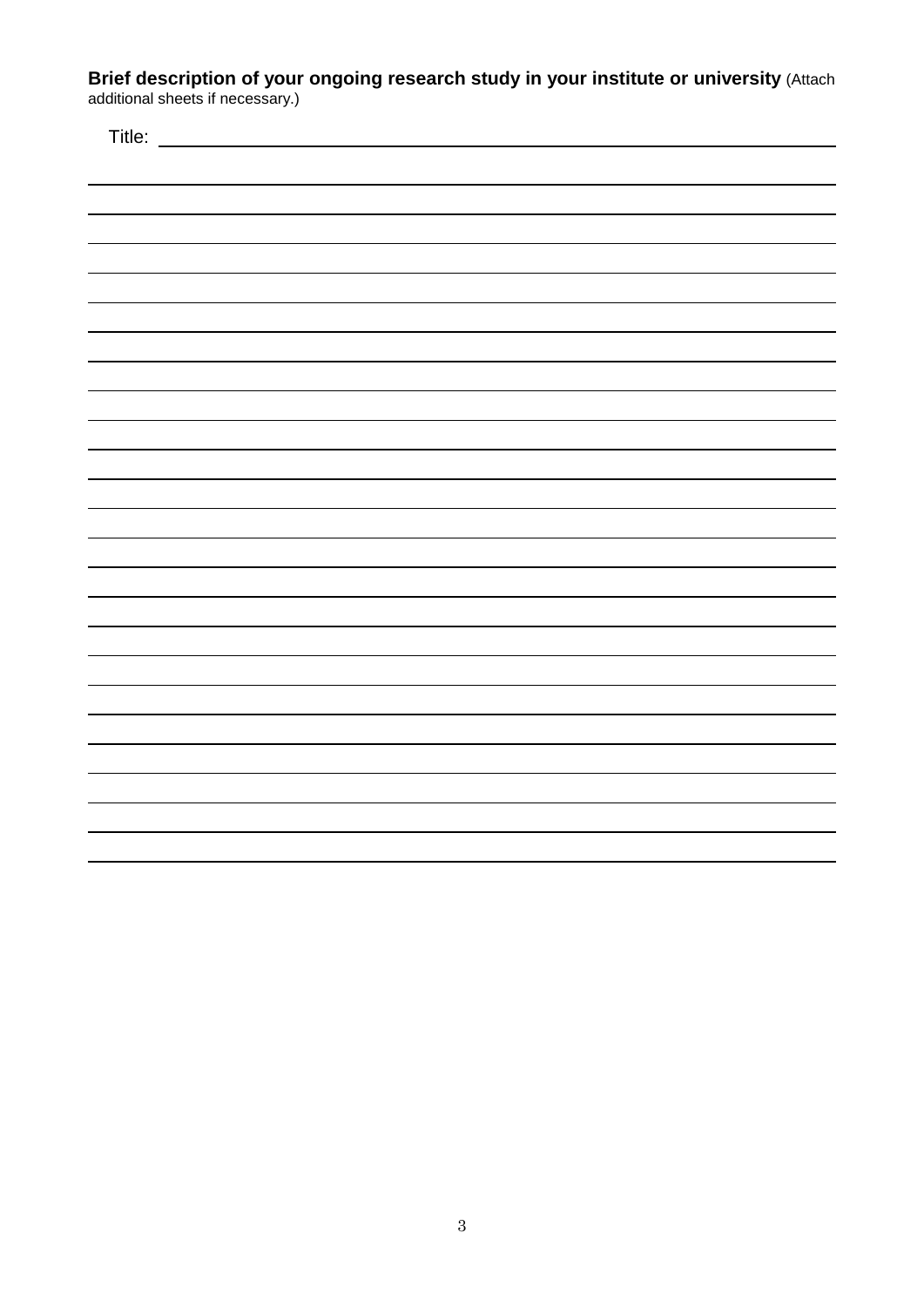**Brief description of your ongoing research study in your institute or university** (Attach additional sheets if necessary.)

Title: \_\_\_\_\_\_\_\_\_\_\_\_\_\_\_\_\_\_\_\_\_\_\_\_\_\_\_\_\_\_\_\_\_\_\_\_\_\_\_\_\_\_\_\_\_\_\_\_\_\_\_\_\_\_\_\_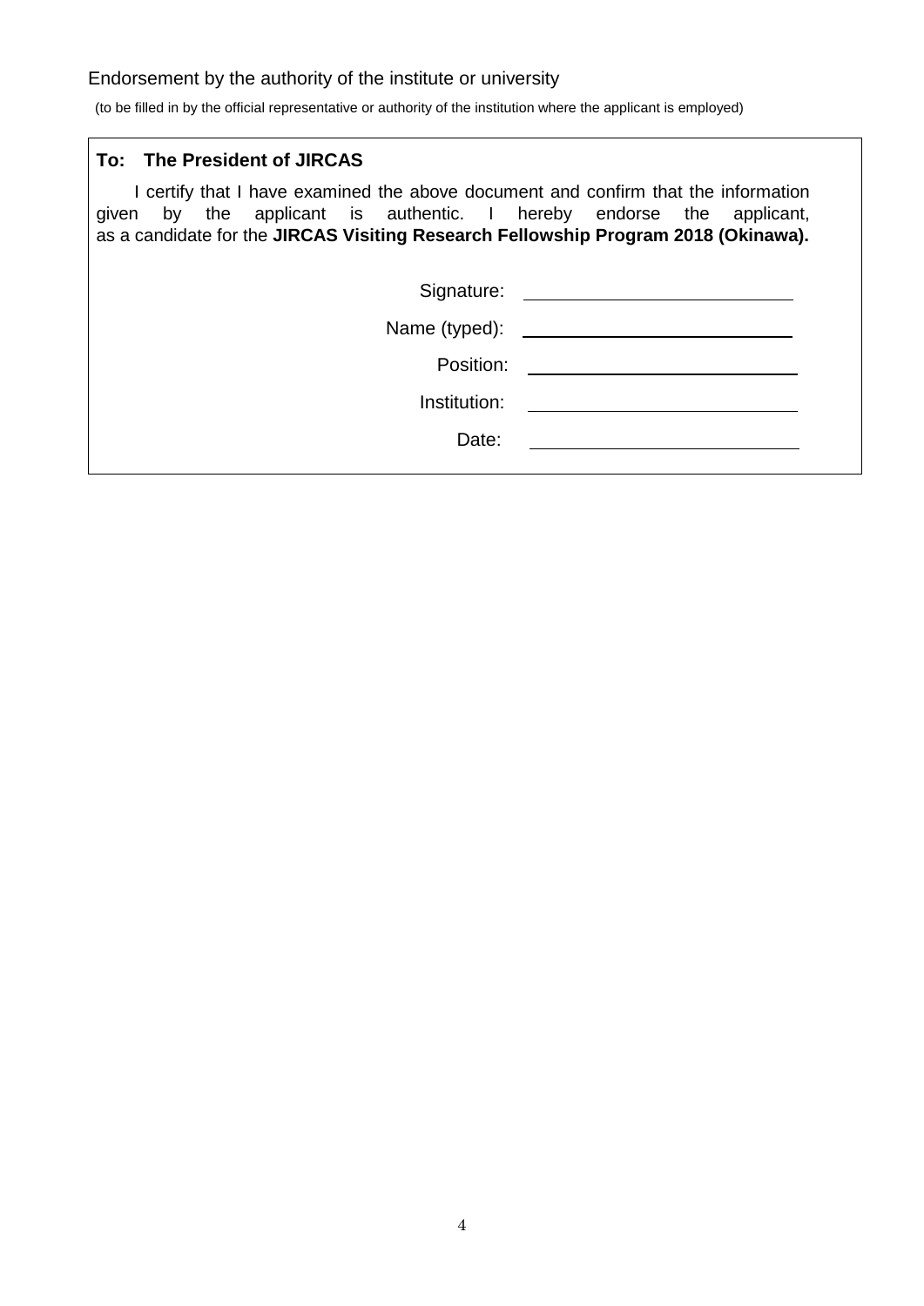Endorsement by the authority of the institute or university

(to be filled in by the official representative or authority of the institution where the applicant is employed)

**To: The President of JIRCAS**

I certify that I have examined the above document and confirm that the information given by the applicant is authentic. I hereby endorse the applicant, as a candidate for the **JIRCAS Visiting Research Fellowship Program 2018 (Okinawa).**

Signature: ____________________________

Name (typed): ____________________________

Position: ____________________________

Institution: ____________________________

Date: ____________________________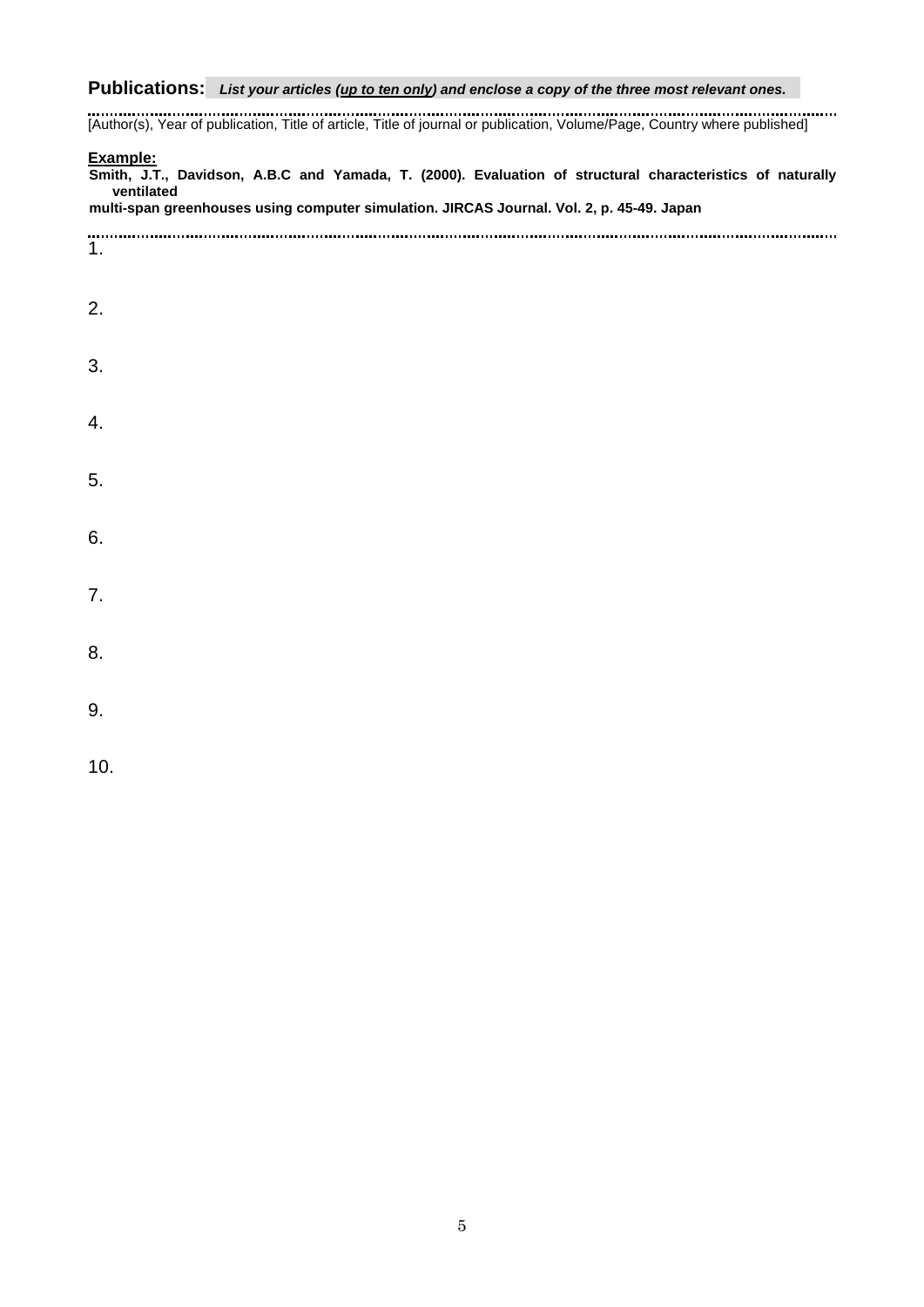**Publications:** ***List your articles (<u>up to ten only</u>) and enclose a copy of the three most relevant ones.***

[Author(s), Year of publication, Title of article, Title of journal or publication, Volume/Page, Country where published]

**<u>Example:</u>**

**Smith, J.T., Davidson, A.B.C and Yamada, T. (2000). Evaluation of structural characteristics of naturally ventilated multi-span greenhouses using computer simulation. JIRCAS Journal. Vol. 2, p. 45-49. Japan**

1.

2.

3.

4.

5.

6.

7.

8.

9.

10.